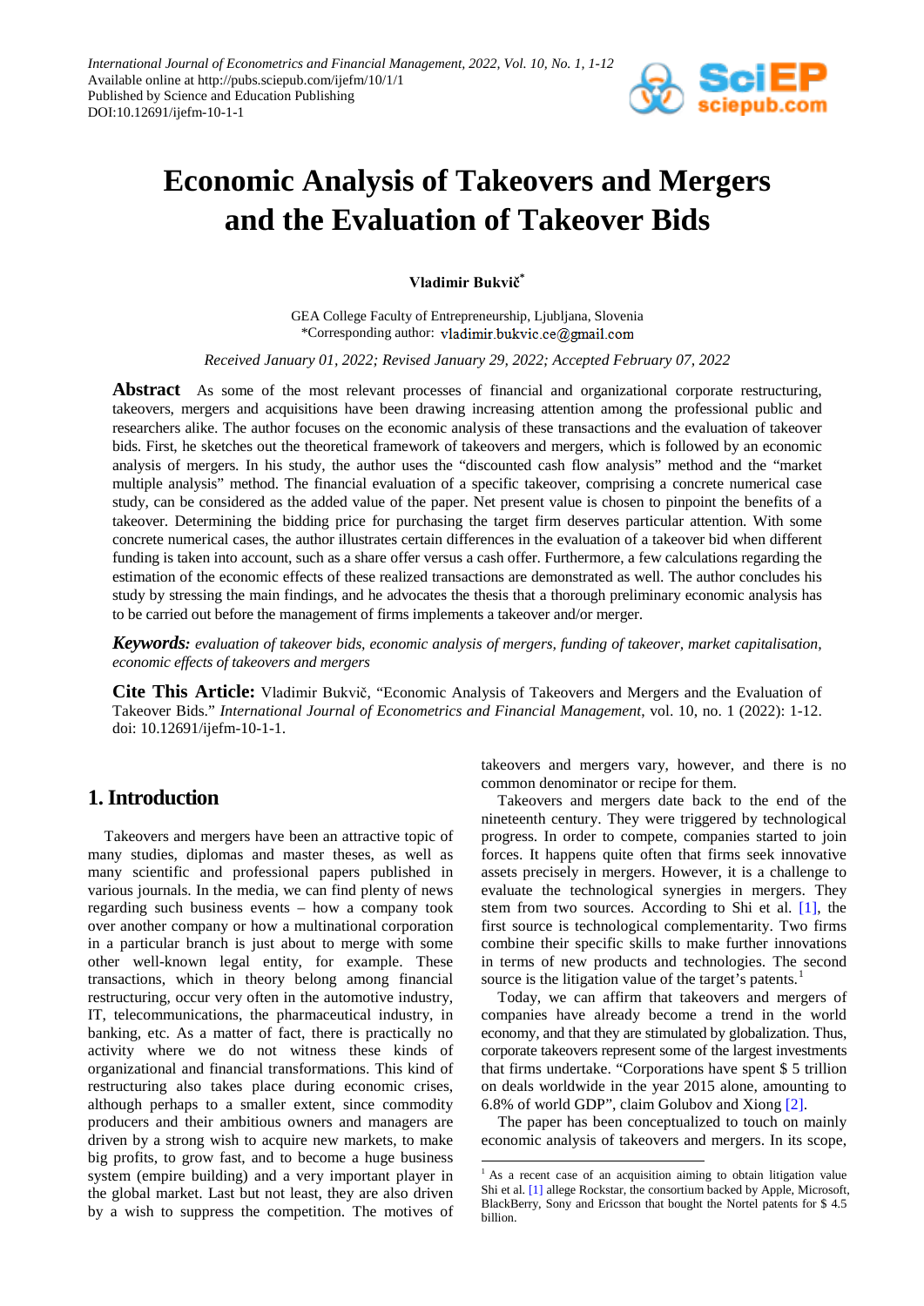# Economic Analysis of Takeovers and Mergers and the Evaluation of Takeover Bids

**Vladimir Bukvič***

GEA College Faculty of Entrepreneurship, Ljubljana, Slovenia
*Corresponding author: vladimir.bukvic.ce@gmail.com

*Received January 01, 2022; Revised January 29, 2022; Accepted February 07, 2022*

**Abstract** As some of the most relevant processes of financial and organizational corporate restructuring, takeovers, mergers and acquisitions have been drawing increasing attention among the professional public and researchers alike. The author focuses on the economic analysis of these transactions and the evaluation of takeover bids. First, he sketches out the theoretical framework of takeovers and mergers, which is followed by an economic analysis of mergers. In his study, the author uses the "discounted cash flow analysis" method and the "market multiple analysis" method. The financial evaluation of a specific takeover, comprising a concrete numerical case study, can be considered as the added value of the paper. Net present value is chosen to pinpoint the benefits of a takeover. Determining the bidding price for purchasing the target firm deserves particular attention. With some concrete numerical cases, the author illustrates certain differences in the evaluation of a takeover bid when different funding is taken into account, such as a share offer versus a cash offer. Furthermore, a few calculations regarding the estimation of the economic effects of these realized transactions are demonstrated as well. The author concludes his study by stressing the main findings, and he advocates the thesis that a thorough preliminary economic analysis has to be carried out before the management of firms implements a takeover and/or merger.

***Keywords:*** *evaluation of takeover bids, economic analysis of mergers, funding of takeover, market capitalisation, economic effects of takeovers and mergers*

**Cite This Article:** Vladimir Bukvič, "Economic Analysis of Takeovers and Mergers and the Evaluation of Takeover Bids." *International Journal of Econometrics and Financial Management*, vol. 10, no. 1 (2022): 1-12. doi: 10.12691/ijefm-10-1-1.

## 1. Introduction

Takeovers and mergers have been an attractive topic of many studies, diplomas and master theses, as well as many scientific and professional papers published in various journals. In the media, we can find plenty of news regarding such business events – how a company took over another company or how a multinational corporation in a particular branch is just about to merge with some other well-known legal entity, for example. These transactions, which in theory belong among financial restructuring, occur very often in the automotive industry, IT, telecommunications, the pharmaceutical industry, in banking, etc. As a matter of fact, there is practically no activity where we do not witness these kinds of organizational and financial transformations. This kind of restructuring also takes place during economic crises, although perhaps to a smaller extent, since commodity producers and their ambitious owners and managers are driven by a strong wish to acquire new markets, to make big profits, to grow fast, and to become a huge business system (empire building) and a very important player in the global market. Last but not least, they are also driven by a wish to suppress the competition. The motives of takeovers and mergers vary, however, and there is no common denominator or recipe for them.

Takeovers and mergers date back to the end of the nineteenth century. They were triggered by technological progress. In order to compete, companies started to join forces. It happens quite often that firms seek innovative assets precisely in mergers. However, it is a challenge to evaluate the technological synergies in mergers. They stem from two sources. According to Shi et al. [1], the first source is technological complementarity. Two firms combine their specific skills to make further innovations in terms of new products and technologies. The second source is the litigation value of the target's patents.[1]

Today, we can affirm that takeovers and mergers of companies have already become a trend in the world economy, and that they are stimulated by globalization. Thus, corporate takeovers represent some of the largest investments that firms undertake. "Corporations have spent $ 5 trillion on deals worldwide in the year 2015 alone, amounting to 6.8% of world GDP", claim Golubov and Xiong [2].

The paper has been conceptualized to touch on mainly economic analysis of takeovers and mergers. In its scope,

---

[1] As a recent case of an acquisition aiming to obtain litigation value Shi et al. [1] allege Rockstar, the consortium backed by Apple, Microsoft, BlackBerry, Sony and Ericsson that bought the Nortel patents for $ 4.5 billion.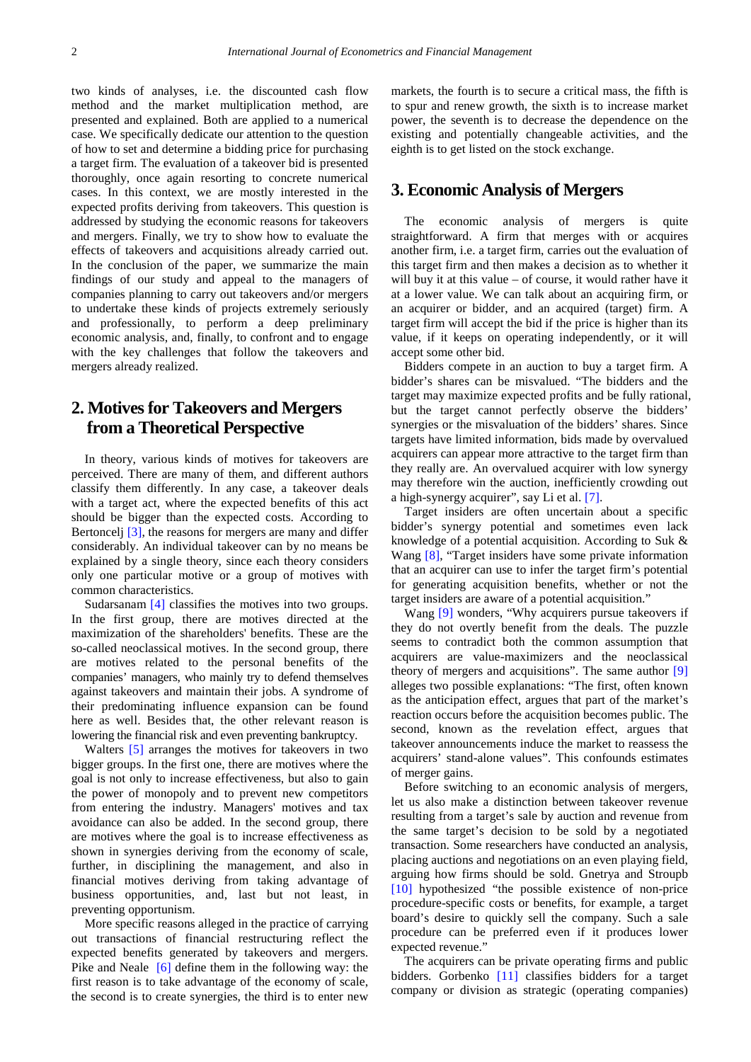two kinds of analyses, i.e. the discounted cash flow method and the market multiplication method, are presented and explained. Both are applied to a numerical case. We specifically dedicate our attention to the question of how to set and determine a bidding price for purchasing a target firm. The evaluation of a takeover bid is presented thoroughly, once again resorting to concrete numerical cases. In this context, we are mostly interested in the expected profits deriving from takeovers. This question is addressed by studying the economic reasons for takeovers and mergers. Finally, we try to show how to evaluate the effects of takeovers and acquisitions already carried out. In the conclusion of the paper, we summarize the main findings of our study and appeal to the managers of companies planning to carry out takeovers and/or mergers to undertake these kinds of projects extremely seriously and professionally, to perform a deep preliminary economic analysis, and, finally, to confront and to engage with the key challenges that follow the takeovers and mergers already realized.

## 2. Motives for Takeovers and Mergers from a Theoretical Perspective

In theory, various kinds of motives for takeovers are perceived. There are many of them, and different authors classify them differently. In any case, a takeover deals with a target act, where the expected benefits of this act should be bigger than the expected costs. According to Bertoncelj [3], the reasons for mergers are many and differ considerably. An individual takeover can by no means be explained by a single theory, since each theory considers only one particular motive or a group of motives with common characteristics.

Sudarsanam [4] classifies the motives into two groups. In the first group, there are motives directed at the maximization of the shareholders' benefits. These are the so-called neoclassical motives. In the second group, there are motives related to the personal benefits of the companies' managers, who mainly try to defend themselves against takeovers and maintain their jobs. A syndrome of their predominating influence expansion can be found here as well. Besides that, the other relevant reason is lowering the financial risk and even preventing bankruptcy.

Walters [5] arranges the motives for takeovers in two bigger groups. In the first one, there are motives where the goal is not only to increase effectiveness, but also to gain the power of monopoly and to prevent new competitors from entering the industry. Managers' motives and tax avoidance can also be added. In the second group, there are motives where the goal is to increase effectiveness as shown in synergies deriving from the economy of scale, further, in disciplining the management, and also in financial motives deriving from taking advantage of business opportunities, and, last but not least, in preventing opportunism.

More specific reasons alleged in the practice of carrying out transactions of financial restructuring reflect the expected benefits generated by takeovers and mergers. Pike and Neale [6] define them in the following way: the first reason is to take advantage of the economy of scale, the second is to create synergies, the third is to enter new markets, the fourth is to secure a critical mass, the fifth is to spur and renew growth, the sixth is to increase market power, the seventh is to decrease the dependence on the existing and potentially changeable activities, and the eighth is to get listed on the stock exchange.

## 3. Economic Analysis of Mergers

The economic analysis of mergers is quite straightforward. A firm that merges with or acquires another firm, i.e. a target firm, carries out the evaluation of this target firm and then makes a decision as to whether it will buy it at this value – of course, it would rather have it at a lower value. We can talk about an acquiring firm, or an acquirer or bidder, and an acquired (target) firm. A target firm will accept the bid if the price is higher than its value, if it keeps on operating independently, or it will accept some other bid.

Bidders compete in an auction to buy a target firm. A bidder's shares can be misvalued. "The bidders and the target may maximize expected profits and be fully rational, but the target cannot perfectly observe the bidders' synergies or the misvaluation of the bidders' shares. Since targets have limited information, bids made by overvalued acquirers can appear more attractive to the target firm than they really are. An overvalued acquirer with low synergy may therefore win the auction, inefficiently crowding out a high-synergy acquirer", say Li et al. [7].

Target insiders are often uncertain about a specific bidder's synergy potential and sometimes even lack knowledge of a potential acquisition. According to Suk & Wang [8], "Target insiders have some private information that an acquirer can use to infer the target firm's potential for generating acquisition benefits, whether or not the target insiders are aware of a potential acquisition."

Wang [9] wonders, "Why acquirers pursue takeovers if they do not overtly benefit from the deals. The puzzle seems to contradict both the common assumption that acquirers are value-maximizers and the neoclassical theory of mergers and acquisitions". The same author [9] alleges two possible explanations: "The first, often known as the anticipation effect, argues that part of the market's reaction occurs before the acquisition becomes public. The second, known as the revelation effect, argues that takeover announcements induce the market to reassess the acquirers' stand-alone values". This confounds estimates of merger gains.

Before switching to an economic analysis of mergers, let us also make a distinction between takeover revenue resulting from a target's sale by auction and revenue from the same target's decision to be sold by a negotiated transaction. Some researchers have conducted an analysis, placing auctions and negotiations on an even playing field, arguing how firms should be sold. Gnetrya and Stroupb [10] hypothesized "the possible existence of non-price procedure-specific costs or benefits, for example, a target board's desire to quickly sell the company. Such a sale procedure can be preferred even if it produces lower expected revenue."

The acquirers can be private operating firms and public bidders. Gorbenko [11] classifies bidders for a target company or division as strategic (operating companies)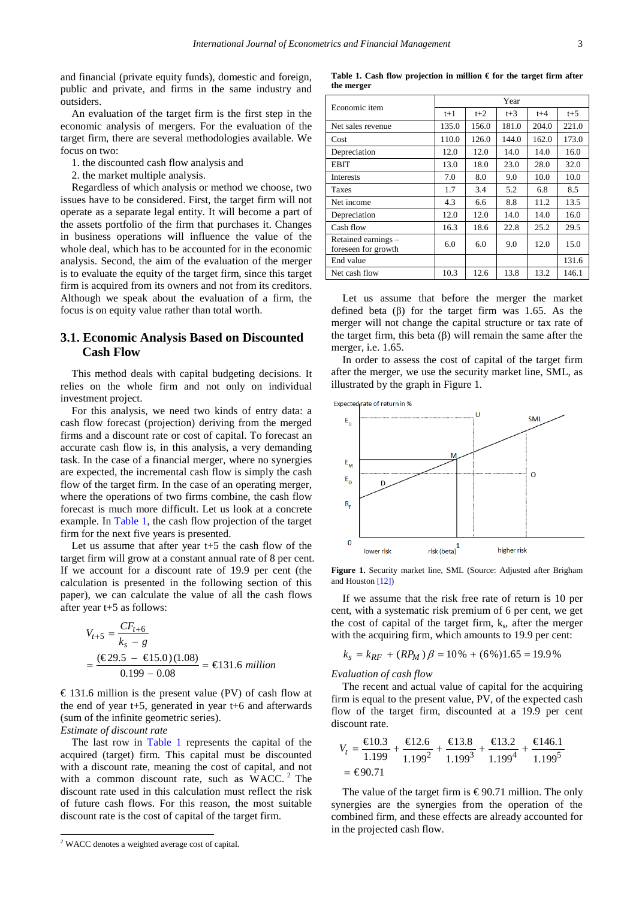and financial (private equity funds), domestic and foreign, public and private, and firms in the same industry and outsiders.

An evaluation of the target firm is the first step in the economic analysis of mergers. For the evaluation of the target firm, there are several methodologies available. We focus on two:

1. the discounted cash flow analysis and
2. the market multiple analysis.

Regardless of which analysis or method we choose, two issues have to be considered. First, the target firm will not operate as a separate legal entity. It will become a part of the assets portfolio of the firm that purchases it. Changes in business operations will influence the value of the whole deal, which has to be accounted for in the economic analysis. Second, the aim of the evaluation of the merger is to evaluate the equity of the target firm, since this target firm is acquired from its owners and not from its creditors. Although we speak about the evaluation of a firm, the focus is on equity value rather than total worth.

## 3.1. Economic Analysis Based on Discounted Cash Flow

This method deals with capital budgeting decisions. It relies on the whole firm and not only on individual investment project.

For this analysis, we need two kinds of entry data: a cash flow forecast (projection) deriving from the merged firms and a discount rate or cost of capital. To forecast an accurate cash flow is, in this analysis, a very demanding task. In the case of a financial merger, where no synergies are expected, the incremental cash flow is simply the cash flow of the target firm. In the case of an operating merger, where the operations of two firms combine, the cash flow forecast is much more difficult. Let us look at a concrete example. In Table 1, the cash flow projection of the target firm for the next five years is presented.

**Table 1. Cash flow projection in million € for the target firm after the merger**

| Economic item | Year | | | | |
|---|---|---|---|---|---|
| | t+1 | t+2 | t+3 | t+4 | t+5 |
| Net sales revenue | 135.0 | 156.0 | 181.0 | 204.0 | 221.0 |
| Cost | 110.0 | 126.0 | 144.0 | 162.0 | 173.0 |
| Depreciation | 12.0 | 12.0 | 14.0 | 14.0 | 16.0 |
| EBIT | 13.0 | 18.0 | 23.0 | 28.0 | 32.0 |
| Interests | 7.0 | 8.0 | 9.0 | 10.0 | 10.0 |
| Taxes | 1.7 | 3.4 | 5.2 | 6.8 | 8.5 |
| Net income | 4.3 | 6.6 | 8.8 | 11.2 | 13.5 |
| Depreciation | 12.0 | 12.0 | 14.0 | 14.0 | 16.0 |
| Cash flow | 16.3 | 18.6 | 22.8 | 25.2 | 29.5 |
| Retained earnings – foreseen for growth | 6.0 | 6.0 | 9.0 | 12.0 | 15.0 |
| End value | | | | | 131.6 |
| Net cash flow | 10.3 | 12.6 | 13.8 | 13.2 | 146.1 |

Let us assume that after year t+5 the cash flow of the target firm will grow at a constant annual rate of 8 per cent. If we account for a discount rate of 19.9 per cent (the calculation is presented in the following section of this paper), we can calculate the value of all the cash flows after year t+5 as follows:

$$V_{t+5} = \frac{CF_{t+6}}{k_s - g} = \frac{(€29.5 - €15.0)(1.08)}{0.199 - 0.08} = €131.6 \ million$$

€ 131.6 million is the present value (PV) of cash flow at the end of year t+5, generated in year t+6 and afterwards (sum of the infinite geometric series).

*Estimate of discount rate*

The last row in Table 1 represents the capital of the acquired (target) firm. This capital must be discounted with a discount rate, meaning the cost of capital, and not with a common discount rate, such as WACC. [2] The discount rate used in this calculation must reflect the risk of future cash flows. For this reason, the most suitable discount rate is the cost of capital of the target firm.

Let us assume that before the merger the market defined beta (β) for the target firm was 1.65. As the merger will not change the capital structure or tax rate of the target firm, this beta (β) will remain the same after the merger, i.e. 1.65.

In order to assess the cost of capital of the target firm after the merger, we use the security market line, SML, as illustrated by the graph in Figure 1.

**Figure 1.** Security market line, SML (Source: Adjusted after Brigham and Houston [12])

If we assume that the risk free rate of return is 10 per cent, with a systematic risk premium of 6 per cent, we get the cost of capital of the target firm, $k_s$, after the merger with the acquiring firm, which amounts to 19.9 per cent:

$$k_s = k_{RF} + (RP_M)\beta = 10\% + (6\%)1.65 = 19.9\%$$

*Evaluation of cash flow*

The recent and actual value of capital for the acquiring firm is equal to the present value, PV, of the expected cash flow of the target firm, discounted at a 19.9 per cent discount rate.

$$V_t = \frac{€10.3}{1.199} + \frac{€12.6}{1.199^2} + \frac{€13.8}{1.199^3} + \frac{€13.2}{1.199^4} + \frac{€146.1}{1.199^5} = €90.71$$

The value of the target firm is € 90.71 million. The only synergies are the synergies from the operation of the combined firm, and these effects are already accounted for in the projected cash flow.

---

[2] WACC denotes a weighted average cost of capital.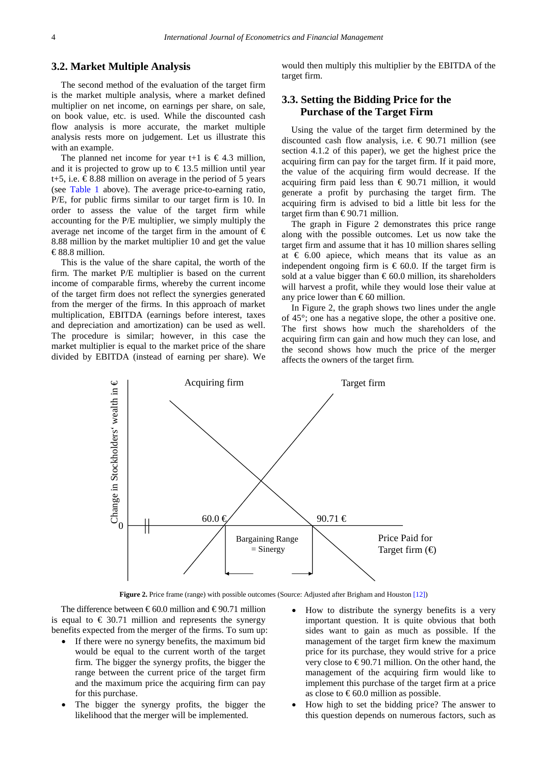### 3.2. Market Multiple Analysis

The second method of the evaluation of the target firm is the market multiple analysis, where a market defined multiplier on net income, on earnings per share, on sale, on book value, etc. is used. While the discounted cash flow analysis is more accurate, the market multiple analysis rests more on judgement. Let us illustrate this with an example.

The planned net income for year t+1 is € 4.3 million, and it is projected to grow up to € 13.5 million until year t+5, i.e. € 8.88 million on average in the period of 5 years (see Table 1 above). The average price-to-earning ratio, P/E, for public firms similar to our target firm is 10. In order to assess the value of the target firm while accounting for the P/E multiplier, we simply multiply the average net income of the target firm in the amount of € 8.88 million by the market multiplier 10 and get the value € 88.8 million.

This is the value of the share capital, the worth of the firm. The market P/E multiplier is based on the current income of comparable firms, whereby the current income of the target firm does not reflect the synergies generated from the merger of the firms. In this approach of market multiplication, EBITDA (earnings before interest, taxes and depreciation and amortization) can be used as well. The procedure is similar; however, in this case the market multiplier is equal to the market price of the share divided by EBITDA (instead of earning per share). We would then multiply this multiplier by the EBITDA of the target firm.

### 3.3. Setting the Bidding Price for the Purchase of the Target Firm

Using the value of the target firm determined by the discounted cash flow analysis, i.e. € 90.71 million (see section 4.1.2 of this paper), we get the highest price the acquiring firm can pay for the target firm. If it paid more, the value of the acquiring firm would decrease. If the acquiring firm paid less than € 90.71 million, it would generate a profit by purchasing the target firm. The acquiring firm is advised to bid a little bit less for the target firm than € 90.71 million.

The graph in Figure 2 demonstrates this price range along with the possible outcomes. Let us now take the target firm and assume that it has 10 million shares selling at € 6.00 apiece, which means that its value as an independent ongoing firm is € 60.0. If the target firm is sold at a value bigger than € 60.0 million, its shareholders will harvest a profit, while they would lose their value at any price lower than € 60 million.

In Figure 2, the graph shows two lines under the angle of 45°; one has a negative slope, the other a positive one. The first shows how much the shareholders of the acquiring firm can gain and how much they can lose, and the second shows how much the price of the merger affects the owners of the target firm.

**Figure 2.** Price frame (range) with possible outcomes (Source: Adjusted after Brigham and Houston [12])

The difference between € 60.0 million and € 90.71 million is equal to € 30.71 million and represents the synergy benefits expected from the merger of the firms. To sum up:

- If there were no synergy benefits, the maximum bid would be equal to the current worth of the target firm. The bigger the synergy profits, the bigger the range between the current price of the target firm and the maximum price the acquiring firm can pay for this purchase.
- The bigger the synergy profits, the bigger the likelihood that the merger will be implemented.
- How to distribute the synergy benefits is a very important question. It is quite obvious that both sides want to gain as much as possible. If the management of the target firm knew the maximum price for its purchase, they would strive for a price very close to € 90.71 million. On the other hand, the management of the acquiring firm would like to implement this purchase of the target firm at a price as close to € 60.0 million as possible.
- How high to set the bidding price? The answer to this question depends on numerous factors, such as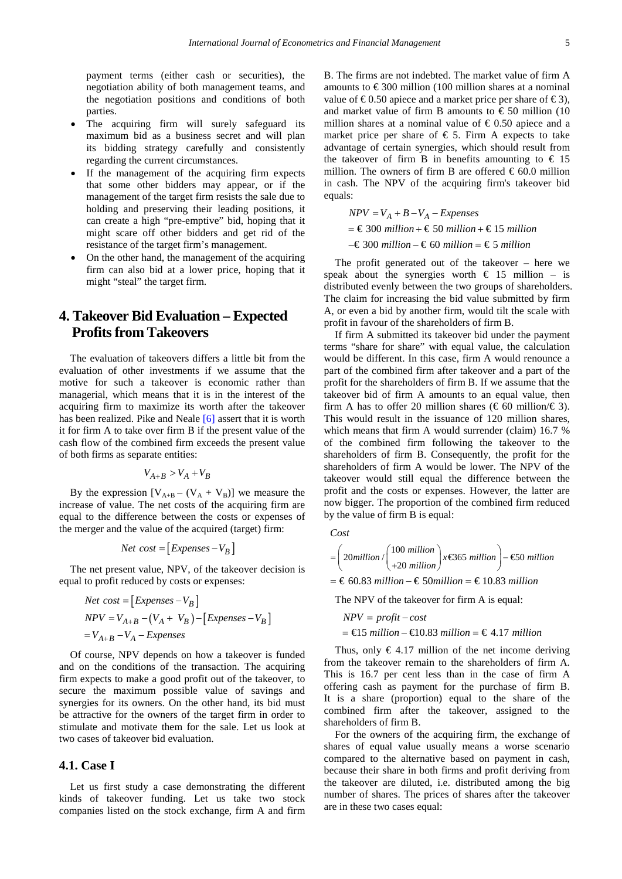payment terms (either cash or securities), the negotiation ability of both management teams, and the negotiation positions and conditions of both parties.

- The acquiring firm will surely safeguard its maximum bid as a business secret and will plan its bidding strategy carefully and consistently regarding the current circumstances.
- If the management of the acquiring firm expects that some other bidders may appear, or if the management of the target firm resists the sale due to holding and preserving their leading positions, it can create a high "pre-emptive" bid, hoping that it might scare off other bidders and get rid of the resistance of the target firm's management.
- On the other hand, the management of the acquiring firm can also bid at a lower price, hoping that it might "steal" the target firm.

# 4. Takeover Bid Evaluation – Expected Profits from Takeovers

The evaluation of takeovers differs a little bit from the evaluation of other investments if we assume that the motive for such a takeover is economic rather than managerial, which means that it is in the interest of the acquiring firm to maximize its worth after the takeover has been realized. Pike and Neale [6] assert that it is worth it for firm A to take over firm B if the present value of the cash flow of the combined firm exceeds the present value of both firms as separate entities:

$$V_{A+B} > V_A + V_B$$

By the expression $[V_{A+B} - (V_A + V_B)]$ we measure the increase of value. The net costs of the acquiring firm are equal to the difference between the costs or expenses of the merger and the value of the acquired (target) firm:

$$Net\ cost = [Expenses - V_B]$$

The net present value, NPV, of the takeover decision is equal to profit reduced by costs or expenses:

$$\begin{aligned} Net\ cost &= [Expenses - V_B] \\ NPV &= V_{A+B} - (V_A + V_B) - [Expenses - V_B] \\ &= V_{A+B} - V_A - Expenses \end{aligned}$$

Of course, NPV depends on how a takeover is funded and on the conditions of the transaction. The acquiring firm expects to make a good profit out of the takeover, to secure the maximum possible value of savings and synergies for its owners. On the other hand, its bid must be attractive for the owners of the target firm in order to stimulate and motivate them for the sale. Let us look at two cases of takeover bid evaluation.

## 4.1. Case I

Let us first study a case demonstrating the different kinds of takeover funding. Let us take two stock companies listed on the stock exchange, firm A and firm B. The firms are not indebted. The market value of firm A amounts to € 300 million (100 million shares at a nominal value of € 0.50 apiece and a market price per share of € 3), and market value of firm B amounts to € 50 million (10 million shares at a nominal value of € 0.50 apiece and a market price per share of € 5. Firm A expects to take advantage of certain synergies, which should result from the takeover of firm B in benefits amounting to € 15 million. The owners of firm B are offered € 60.0 million in cash. The NPV of the acquiring firm's takeover bid equals:

$$\begin{aligned} NPV &= V_A + B - V_A - Expenses \\ &= €\ 300\ million + €\ 50\ million + €\ 15\ million \\ &\quad - €\ 300\ million - €\ 60\ million = €\ 5\ million \end{aligned}$$

The profit generated out of the takeover – here we speak about the synergies worth € 15 million – is distributed evenly between the two groups of shareholders. The claim for increasing the bid value submitted by firm A, or even a bid by another firm, would tilt the scale with profit in favour of the shareholders of firm B.

If firm A submitted its takeover bid under the payment terms "share for share" with equal value, the calculation would be different. In this case, firm A would renounce a part of the combined firm after takeover and a part of the profit for the shareholders of firm B. If we assume that the takeover bid of firm A amounts to an equal value, then firm A has to offer 20 million shares (€ 60 million/€ 3). This would result in the issuance of 120 million shares, which means that firm A would surrender (claim) 16.7 % of the combined firm following the takeover to the shareholders of firm B. Consequently, the profit for the shareholders of firm A would be lower. The NPV of the takeover would still equal the difference between the profit and the costs or expenses. However, the latter are now bigger. The proportion of the combined firm reduced by the value of firm B is equal:

$$\begin{aligned} &Cost \\ &= \left( 20 million / \begin{pmatrix} 100\ million \\ +20\ million \end{pmatrix} x €365\ million \right) - €50\ million \\ &= €\ 60.83\ million - €\ 50 million = €\ 10.83\ million \end{aligned}$$

The NPV of the takeover for firm A is equal:

$$\begin{aligned} NPV &= profit - cost \\ &= €15\ million - €10.83\ million = €\ 4.17\ million \end{aligned}$$

Thus, only € 4.17 million of the net income deriving from the takeover remain to the shareholders of firm A. This is 16.7 per cent less than in the case of firm A offering cash as payment for the purchase of firm B. It is a share (proportion) equal to the share of the combined firm after the takeover, assigned to the shareholders of firm B.

For the owners of the acquiring firm, the exchange of shares of equal value usually means a worse scenario compared to the alternative based on payment in cash, because their share in both firms and profit deriving from the takeover are diluted, i.e. distributed among the big number of shares. The prices of shares after the takeover are in these two cases equal: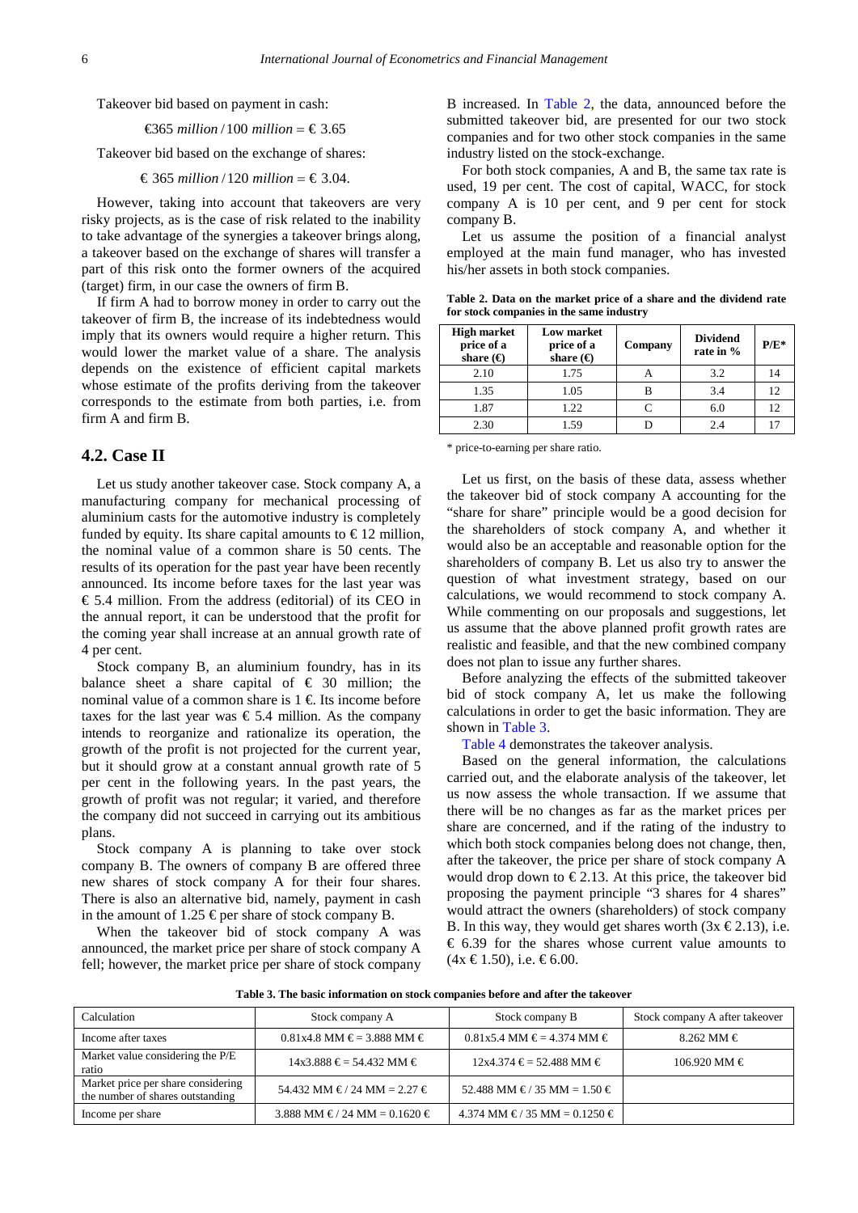Takeover bid based on payment in cash:

$$€365\ million / 100\ million = €\ 3.65$$

Takeover bid based on the exchange of shares:

$$€\ 365\ million / 120\ million = €\ 3.04.$$

However, taking into account that takeovers are very risky projects, as is the case of risk related to the inability to take advantage of the synergies a takeover brings along, a takeover based on the exchange of shares will transfer a part of this risk onto the former owners of the acquired (target) firm, in our case the owners of firm B.

If firm A had to borrow money in order to carry out the takeover of firm B, the increase of its indebtedness would imply that its owners would require a higher return. This would lower the market value of a share. The analysis depends on the existence of efficient capital markets whose estimate of the profits deriving from the takeover corresponds to the estimate from both parties, i.e. from firm A and firm B.

## 4.2. Case II

Let us study another takeover case. Stock company A, a manufacturing company for mechanical processing of aluminium casts for the automotive industry is completely funded by equity. Its share capital amounts to € 12 million, the nominal value of a common share is 50 cents. The results of its operation for the past year have been recently announced. Its income before taxes for the last year was € 5.4 million. From the address (editorial) of its CEO in the annual report, it can be understood that the profit for the coming year shall increase at an annual growth rate of 4 per cent.

Stock company B, an aluminium foundry, has in its balance sheet a share capital of € 30 million; the nominal value of a common share is 1 €. Its income before taxes for the last year was € 5.4 million. As the company intends to reorganize and rationalize its operation, the growth of the profit is not projected for the current year, but it should grow at a constant annual growth rate of 5 per cent in the following years. In the past years, the growth of profit was not regular; it varied, and therefore the company did not succeed in carrying out its ambitious plans.

Stock company A is planning to take over stock company B. The owners of company B are offered three new shares of stock company A for their four shares. There is also an alternative bid, namely, payment in cash in the amount of 1.25 € per share of stock company B.

When the takeover bid of stock company A was announced, the market price per share of stock company A fell; however, the market price per share of stock company B increased. In Table 2, the data, announced before the submitted takeover bid, are presented for our two stock companies and for two other stock companies in the same industry listed on the stock-exchange.

For both stock companies, A and B, the same tax rate is used, 19 per cent. The cost of capital, WACC, for stock company A is 10 per cent, and 9 per cent for stock company B.

Let us assume the position of a financial analyst employed at the main fund manager, who has invested his/her assets in both stock companies.

**Table 2. Data on the market price of a share and the dividend rate for stock companies in the same industry**

| High market price of a share (€) | Low market price of a share (€) | Company | Dividend rate in % | P/E* |
|---|---|---|---|---|
| 2.10 | 1.75 | A | 3.2 | 14 |
| 1.35 | 1.05 | B | 3.4 | 12 |
| 1.87 | 1.22 | C | 6.0 | 12 |
| 2.30 | 1.59 | D | 2.4 | 17 |

\* price-to-earning per share ratio.

Let us first, on the basis of these data, assess whether the takeover bid of stock company A accounting for the "share for share" principle would be a good decision for the shareholders of stock company A, and whether it would also be an acceptable and reasonable option for the shareholders of company B. Let us also try to answer the question of what investment strategy, based on our calculations, we would recommend to stock company A. While commenting on our proposals and suggestions, let us assume that the above planned profit growth rates are realistic and feasible, and that the new combined company does not plan to issue any further shares.

Before analyzing the effects of the submitted takeover bid of stock company A, let us make the following calculations in order to get the basic information. They are shown in Table 3.

Table 4 demonstrates the takeover analysis.

Based on the general information, the calculations carried out, and the elaborate analysis of the takeover, let us now assess the whole transaction. If we assume that there will be no changes as far as the market prices per share are concerned, and if the rating of the industry to which both stock companies belong does not change, then, after the takeover, the price per share of stock company A would drop down to € 2.13. At this price, the takeover bid proposing the payment principle "3 shares for 4 shares" would attract the owners (shareholders) of stock company B. In this way, they would get shares worth (3x € 2.13), i.e. € 6.39 for the shares whose current value amounts to (4x € 1.50), i.e. € 6.00.

**Table 3. The basic information on stock companies before and after the takeover**

| Calculation | Stock company A | Stock company B | Stock company A after takeover |
|---|---|---|---|
| Income after taxes | 0.81x4.8 MM € = 3.888 MM € | 0.81x5.4 MM € = 4.374 MM € | 8.262 MM € |
| Market value considering the P/E ratio | 14x3.888 € = 54.432 MM € | 12x4.374 € = 52.488 MM € | 106.920 MM € |
| Market price per share considering the number of shares outstanding | 54.432 MM € / 24 MM = 2.27 € | 52.488 MM € / 35 MM = 1.50 € | |
| Income per share | 3.888 MM € / 24 MM = 0.1620 € | 4.374 MM € / 35 MM = 0.1250 € | |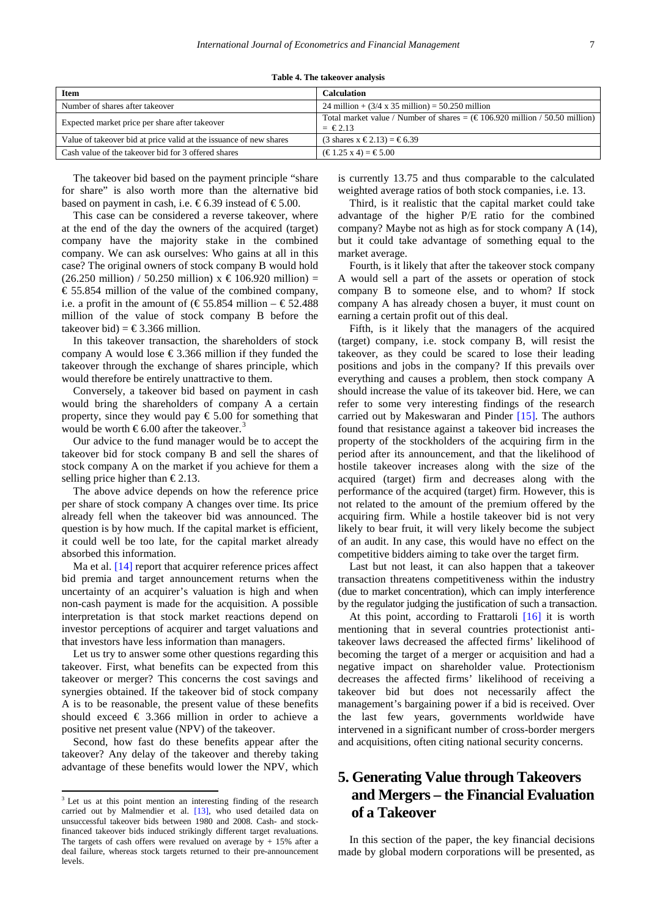**Table 4. The takeover analysis**

| Item | Calculation |
|---|---|
| Number of shares after takeover | 24 million + (3/4 x 35 million) = 50.250 million |
| Expected market price per share after takeover | Total market value / Number of shares = (€ 106.920 million / 50.50 million) = € 2.13 |
| Value of takeover bid at price valid at the issuance of new shares | (3 shares x € 2.13) = € 6.39 |
| Cash value of the takeover bid for 3 offered shares | (€ 1.25 x 4) = € 5.00 |

The takeover bid based on the payment principle "share for share" is also worth more than the alternative bid based on payment in cash, i.e. € 6.39 instead of € 5.00.

This case can be considered a reverse takeover, where at the end of the day the owners of the acquired (target) company have the majority stake in the combined company. We can ask ourselves: Who gains at all in this case? The original owners of stock company B would hold (26.250 million) / 50.250 million) x € 106.920 million) = € 55.854 million of the value of the combined company, i.e. a profit in the amount of (€ 55.854 million – € 52.488 million of the value of stock company B before the takeover bid) = € 3.366 million.

In this takeover transaction, the shareholders of stock company A would lose € 3.366 million if they funded the takeover through the exchange of shares principle, which would therefore be entirely unattractive to them.

Conversely, a takeover bid based on payment in cash would bring the shareholders of company A a certain property, since they would pay € 5.00 for something that would be worth € 6.00 after the takeover.[3]

Our advice to the fund manager would be to accept the takeover bid for stock company B and sell the shares of stock company A on the market if you achieve for them a selling price higher than € 2.13.

The above advice depends on how the reference price per share of stock company A changes over time. Its price already fell when the takeover bid was announced. The question is by how much. If the capital market is efficient, it could well be too late, for the capital market already absorbed this information.

Ma et al. [14] report that acquirer reference prices affect bid premia and target announcement returns when the uncertainty of an acquirer's valuation is high and when non-cash payment is made for the acquisition. A possible interpretation is that stock market reactions depend on investor perceptions of acquirer and target valuations and that investors have less information than managers.

Let us try to answer some other questions regarding this takeover. First, what benefits can be expected from this takeover or merger? This concerns the cost savings and synergies obtained. If the takeover bid of stock company A is to be reasonable, the present value of these benefits should exceed € 3.366 million in order to achieve a positive net present value (NPV) of the takeover.

Second, how fast do these benefits appear after the takeover? Any delay of the takeover and thereby taking advantage of these benefits would lower the NPV, which is currently 13.75 and thus comparable to the calculated weighted average ratios of both stock companies, i.e. 13.

Third, is it realistic that the capital market could take advantage of the higher P/E ratio for the combined company? Maybe not as high as for stock company A (14), but it could take advantage of something equal to the market average.

Fourth, is it likely that after the takeover stock company A would sell a part of the assets or operation of stock company B to someone else, and to whom? If stock company A has already chosen a buyer, it must count on earning a certain profit out of this deal.

Fifth, is it likely that the managers of the acquired (target) company, i.e. stock company B, will resist the takeover, as they could be scared to lose their leading positions and jobs in the company? If this prevails over everything and causes a problem, then stock company A should increase the value of its takeover bid. Here, we can refer to some very interesting findings of the research carried out by Makeswaran and Pinder [15]. The authors found that resistance against a takeover bid increases the property of the stockholders of the acquiring firm in the period after its announcement, and that the likelihood of hostile takeover increases along with the size of the acquired (target) firm and decreases along with the performance of the acquired (target) firm. However, this is not related to the amount of the premium offered by the acquiring firm. While a hostile takeover bid is not very likely to bear fruit, it will very likely become the subject of an audit. In any case, this would have no effect on the competitive bidders aiming to take over the target firm.

Last but not least, it can also happen that a takeover transaction threatens competitiveness within the industry (due to market concentration), which can imply interference by the regulator judging the justification of such a transaction.

At this point, according to Frattaroli [16] it is worth mentioning that in several countries protectionist anti-takeover laws decreased the affected firms' likelihood of becoming the target of a merger or acquisition and had a negative impact on shareholder value. Protectionism decreases the affected firms' likelihood of receiving a takeover bid but does not necessarily affect the management's bargaining power if a bid is received. Over the last few years, governments worldwide have intervened in a significant number of cross-border mergers and acquisitions, often citing national security concerns.

## 5. Generating Value through Takeovers and Mergers – the Financial Evaluation of a Takeover

In this section of the paper, the key financial decisions made by global modern corporations will be presented, as

---

[3] Let us at this point mention an interesting finding of the research carried out by Malmendier et al. [13], who used detailed data on unsuccessful takeover bids between 1980 and 2008. Cash- and stock-financed takeover bids induced strikingly different target revaluations. The targets of cash offers were revalued on average by + 15% after a deal failure, whereas stock targets returned to their pre-announcement levels.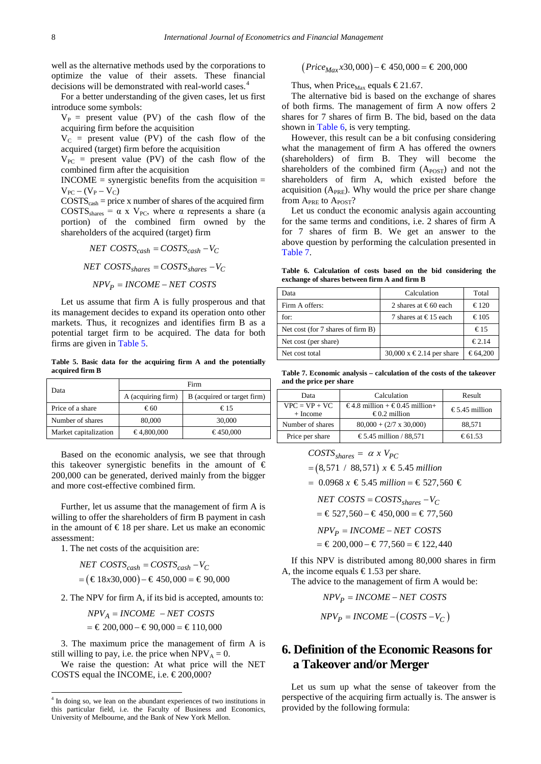well as the alternative methods used by the corporations to optimize the value of their assets. These financial decisions will be demonstrated with real-world cases.[4]

For a better understanding of the given cases, let us first introduce some symbols:

$V_P$ = present value (PV) of the cash flow of the acquiring firm before the acquisition

$V_C$ = present value (PV) of the cash flow of the acquired (target) firm before the acquisition

$V_{PC}$ = present value (PV) of the cash flow of the combined firm after the acquisition

INCOME = synergistic benefits from the acquisition = $V_{PC} - (V_P - V_C)$

$COSTS_{cash}$ = price x number of shares of the acquired firm

$COSTS_{shares}$ = α x $V_{PC}$, where α represents a share (a portion) of the combined firm owned by the shareholders of the acquired (target) firm

$$NET\ COSTS_{cash} = COSTS_{cash} - V_C$$

$$NET\ COSTS_{shares} = COSTS_{shares} - V_C$$

$$NPV_P = INCOME - NET\ COSTS$$

Let us assume that firm A is fully prosperous and that its management decides to expand its operation onto other markets. Thus, it recognizes and identifies firm B as a potential target firm to be acquired. The data for both firms are given in Table 5.

**Table 5. Basic data for the acquiring firm A and the potentially acquired firm B**

| Data | Firm | |
|---|---|---|
| | A (acquiring firm) | B (acquired or target firm) |
| Price of a share | € 60 | € 15 |
| Number of shares | 80,000 | 30,000 |
| Market capitalization | € 4,800,000 | € 450,000 |

Based on the economic analysis, we see that through this takeover synergistic benefits in the amount of € 200,000 can be generated, derived mainly from the bigger and more cost-effective combined firm.

Further, let us assume that the management of firm A is willing to offer the shareholders of firm B payment in cash in the amount of € 18 per share. Let us make an economic assessment:

1. The net costs of the acquisition are:

$$NET\ COSTS_{cash} = COSTS_{cash} - V_C$$
$$= (\text{€ } 18x30{,}000) - \text{€ } 450{,}000 = \text{€ } 90{,}000$$

2. The NPV for firm A, if its bid is accepted, amounts to:

$$NPV_A = INCOME\ - NET\ COSTS$$
$$= \text{€ } 200{,}000 - \text{€ } 90{,}000 = \text{€ } 110{,}000$$

3. The maximum price the management of firm A is still willing to pay, i.e. the price when $NPV_A = 0$.

We raise the question: At what price will the NET COSTS equal the INCOME, i.e. € 200,000?

$$(Price_{Max} x30{,}000) - \text{€ } 450{,}000 = \text{€ } 200{,}000$$

Thus, when $Price_{Max}$ equals € 21.67.

The alternative bid is based on the exchange of shares of both firms. The management of firm A now offers 2 shares for 7 shares of firm B. The bid, based on the data shown in Table 6, is very tempting.

However, this result can be a bit confusing considering what the management of firm A has offered the owners (shareholders) of firm B. They will become the shareholders of the combined firm ($A_{POST}$) and not the shareholders of firm A, which existed before the acquisition ($A_{PRE}$). Why would the price per share change from $A_{PRE}$ to $A_{POST}$?

Let us conduct the economic analysis again accounting for the same terms and conditions, i.e. 2 shares of firm A for 7 shares of firm B. We get an answer to the above question by performing the calculation presented in Table 7.

**Table 6. Calculation of costs based on the bid considering the exchange of shares between firm A and firm B**

| Data | Calculation | Total |
|---|---|---|
| Firm A offers: | 2 shares at € 60 each | € 120 |
| for: | 7 shares at € 15 each | € 105 |
| Net cost (for 7 shares of firm B) | | € 15 |
| Net cost (per share) | | € 2.14 |
| Net cost total | 30,000 x € 2.14 per share | € 64,200 |

**Table 7. Economic analysis – calculation of the costs of the takeover and the price per share**

| Data | Calculation | Result |
|---|---|---|
| VPC = VP + VC + Income | € 4.8 million + € 0.45 million+ € 0.2 million | € 5.45 million |
| Number of shares | 80,000 + (2/7 x 30,000) | 88,571 |
| Price per share | € 5.45 million / 88,571 | € 61.53 |

$$COSTS_{shares} = \ \alpha\ x\ V_{PC}$$
$$= (8{,}571\ /\ 88{,}571)\ x\ \text{€ } 5.45\ million$$
$$=\ 0.0968\ x\ \text{€ } 5.45\ million = \text{€ } 527{,}560\ \text{€}$$

$$NET\ COSTS = COSTS_{shares} - V_C$$
$$= \text{€ } 527{,}560 - \text{€ } 450{,}000 = \text{€ } 77{,}560$$

$$NPV_P = INCOME - NET\ COSTS$$
$$= \text{€ } 200{,}000 - \text{€ } 77{,}560 = \text{€ } 122{,}440$$

If this NPV is distributed among 80,000 shares in firm A, the income equals € 1.53 per share.

The advice to the management of firm A would be:

$$NPV_P = INCOME - NET\ COSTS$$

$$NPV_P = INCOME - (COSTS - V_C)$$

## 6. Definition of the Economic Reasons for a Takeover and/or Merger

Let us sum up what the sense of takeover from the perspective of the acquiring firm actually is. The answer is provided by the following formula:

---

[4] In doing so, we lean on the abundant experiences of two institutions in this particular field, i.e. the Faculty of Business and Economics, University of Melbourne, and the Bank of New York Mellon.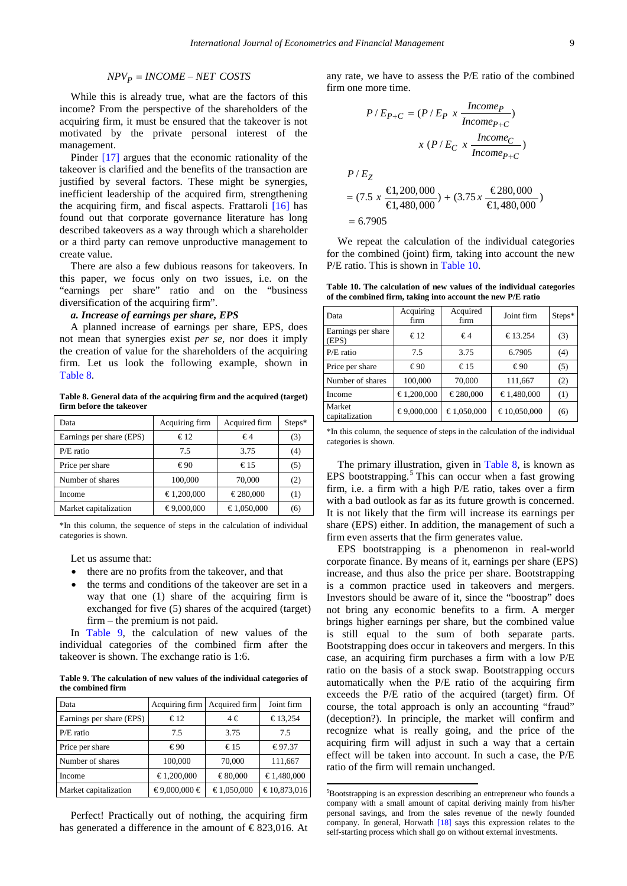$$NPV_P = INCOME - NET\ COSTS$$

While this is already true, what are the factors of this income? From the perspective of the shareholders of the acquiring firm, it must be ensured that the takeover is not motivated by the private personal interest of the management.

Pinder [17] argues that the economic rationality of the takeover is clarified and the benefits of the transaction are justified by several factors. These might be synergies, inefficient leadership of the acquired firm, strengthening the acquiring firm, and fiscal aspects. Frattaroli [16] has found out that corporate governance literature has long described takeovers as a way through which a shareholder or a third party can remove unproductive management to create value.

There are also a few dubious reasons for takeovers. In this paper, we focus only on two issues, i.e. on the "earnings per share" ratio and on the "business diversification of the acquiring firm".

***a. Increase of earnings per share, EPS***

A planned increase of earnings per share, EPS, does not mean that synergies exist *per se*, nor does it imply the creation of value for the shareholders of the acquiring firm. Let us look the following example, shown in Table 8.

**Table 8. General data of the acquiring firm and the acquired (target) firm before the takeover**

| Data | Acquiring firm | Acquired firm | Steps* |
|---|---|---|---|
| Earnings per share (EPS) | € 12 | € 4 | (3) |
| P/E ratio | 7.5 | 3.75 | (4) |
| Price per share | € 90 | € 15 | (5) |
| Number of shares | 100,000 | 70,000 | (2) |
| Income | € 1,200,000 | € 280,000 | (1) |
| Market capitalization | € 9,000,000 | € 1,050,000 | (6) |

*In this column, the sequence of steps in the calculation of individual categories is shown.

Let us assume that:

- there are no profits from the takeover, and that
- the terms and conditions of the takeover are set in a way that one (1) share of the acquiring firm is exchanged for five (5) shares of the acquired (target) firm – the premium is not paid.

In Table 9, the calculation of new values of the individual categories of the combined firm after the takeover is shown. The exchange ratio is 1:6.

**Table 9. The calculation of new values of the individual categories of the combined firm**

| Data | Acquiring firm | Acquired firm | Joint firm |
|---|---|---|---|
| Earnings per share (EPS) | € 12 | 4 € | € 13,254 |
| P/E ratio | 7.5 | 3.75 | 7.5 |
| Price per share | € 90 | € 15 | € 97.37 |
| Number of shares | 100,000 | 70,000 | 111,667 |
| Income | € 1,200,000 | € 80,000 | € 1,480,000 |
| Market capitalization | € 9,000,000 € | € 1,050,000 | € 10,873,016 |

Perfect! Practically out of nothing, the acquiring firm has generated a difference in the amount of € 823,016. At any rate, we have to assess the P/E ratio of the combined firm one more time.

$$P/E_{P+C} = (P/E_P \ x \ \frac{Income_P}{Income_{P+C}}) \ x \ (P/E_C \ x \ \frac{Income_C}{Income_{P+C}})$$

$$P/E_Z = (7.5 \ x \ \frac{€1,200,000}{€1,480,000}) + (3.75 \ x \ \frac{€280,000}{€1,480,000}) = 6.7905$$

We repeat the calculation of the individual categories for the combined (joint) firm, taking into account the new P/E ratio. This is shown in Table 10.

**Table 10. The calculation of new values of the individual categories of the combined firm, taking into account the new P/E ratio**

| Data | Acquiring firm | Acquired firm | Joint firm | Steps* |
|---|---|---|---|---|
| Earnings per share (EPS) | € 12 | € 4 | € 13.254 | (3) |
| P/E ratio | 7.5 | 3.75 | 6.7905 | (4) |
| Price per share | € 90 | € 15 | € 90 | (5) |
| Number of shares | 100,000 | 70,000 | 111,667 | (2) |
| Income | € 1,200,000 | € 280,000 | € 1,480,000 | (1) |
| Market capitalization | € 9,000,000 | € 1,050,000 | € 10,050,000 | (6) |

*In this column, the sequence of steps in the calculation of the individual categories is shown.

The primary illustration, given in Table 8, is known as EPS bootstrapping.[5] This can occur when a fast growing firm, i.e. a firm with a high P/E ratio, takes over a firm with a bad outlook as far as its future growth is concerned. It is not likely that the firm will increase its earnings per share (EPS) either. In addition, the management of such a firm even asserts that the firm generates value.

EPS bootstrapping is a phenomenon in real-world corporate finance. By means of it, earnings per share (EPS) increase, and thus also the price per share. Bootstrapping is a common practice used in takeovers and mergers. Investors should be aware of it, since the "boostrap" does not bring any economic benefits to a firm. A merger brings higher earnings per share, but the combined value is still equal to the sum of both separate parts. Bootstrapping does occur in takeovers and mergers. In this case, an acquiring firm purchases a firm with a low P/E ratio on the basis of a stock swap. Bootstrapping occurs automatically when the P/E ratio of the acquiring firm exceeds the P/E ratio of the acquired (target) firm. Of course, the total approach is only an accounting "fraud" (deception?). In principle, the market will confirm and recognize what is really going, and the price of the acquiring firm will adjust in such a way that a certain effect will be taken into account. In such a case, the P/E ratio of the firm will remain unchanged.

---

[5]Bootstrapping is an expression describing an entrepreneur who founds a company with a small amount of capital deriving mainly from his/her personal savings, and from the sales revenue of the newly founded company. In general, Horwath [18] says this expression relates to the self-starting process which shall go on without external investments.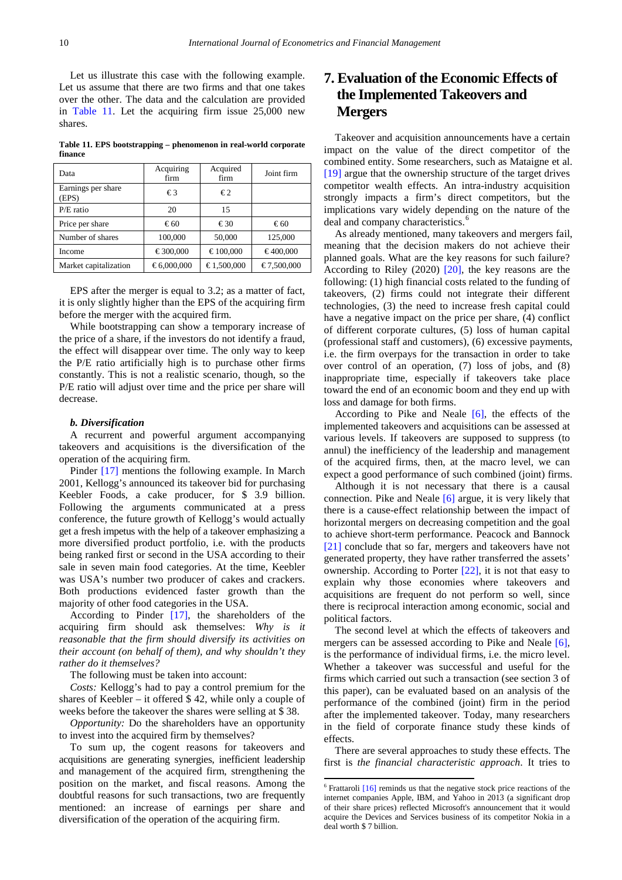Let us illustrate this case with the following example. Let us assume that there are two firms and that one takes over the other. The data and the calculation are provided in Table 11. Let the acquiring firm issue 25,000 new shares.

**Table 11. EPS bootstrapping – phenomenon in real-world corporate finance**

| Data | Acquiring firm | Acquired firm | Joint firm |
|---|---|---|---|
| Earnings per share (EPS) | € 3 | € 2 | |
| P/E ratio | 20 | 15 | |
| Price per share | € 60 | € 30 | € 60 |
| Number of shares | 100,000 | 50,000 | 125,000 |
| Income | € 300,000 | € 100,000 | € 400,000 |
| Market capitalization | € 6,000,000 | € 1,500,000 | € 7,500,000 |

EPS after the merger is equal to 3.2; as a matter of fact, it is only slightly higher than the EPS of the acquiring firm before the merger with the acquired firm.

While bootstrapping can show a temporary increase of the price of a share, if the investors do not identify a fraud, the effect will disappear over time. The only way to keep the P/E ratio artificially high is to purchase other firms constantly. This is not a realistic scenario, though, so the P/E ratio will adjust over time and the price per share will decrease.

***b. Diversification***

A recurrent and powerful argument accompanying takeovers and acquisitions is the diversification of the operation of the acquiring firm.

Pinder [17] mentions the following example. In March 2001, Kellogg's announced its takeover bid for purchasing Keebler Foods, a cake producer, for $ 3.9 billion. Following the arguments communicated at a press conference, the future growth of Kellogg's would actually get a fresh impetus with the help of a takeover emphasizing a more diversified product portfolio, i.e. with the products being ranked first or second in the USA according to their sale in seven main food categories. At the time, Keebler was USA's number two producer of cakes and crackers. Both productions evidenced faster growth than the majority of other food categories in the USA.

According to Pinder [17], the shareholders of the acquiring firm should ask themselves: *Why is it reasonable that the firm should diversify its activities on their account (on behalf of them), and why shouldn't they rather do it themselves?*

The following must be taken into account:

*Costs:* Kellogg's had to pay a control premium for the shares of Keebler – it offered $ 42, while only a couple of weeks before the takeover the shares were selling at $ 38.

*Opportunity:* Do the shareholders have an opportunity to invest into the acquired firm by themselves?

To sum up, the cogent reasons for takeovers and acquisitions are generating synergies, inefficient leadership and management of the acquired firm, strengthening the position on the market, and fiscal reasons. Among the doubtful reasons for such transactions, two are frequently mentioned: an increase of earnings per share and diversification of the operation of the acquiring firm.

# 7. Evaluation of the Economic Effects of the Implemented Takeovers and Mergers

Takeover and acquisition announcements have a certain impact on the value of the direct competitor of the combined entity. Some researchers, such as Mataigne et al. [19] argue that the ownership structure of the target drives competitor wealth effects. An intra-industry acquisition strongly impacts a firm's direct competitors, but the implications vary widely depending on the nature of the deal and company characteristics.[6]

As already mentioned, many takeovers and mergers fail, meaning that the decision makers do not achieve their planned goals. What are the key reasons for such failure? According to Riley (2020) [20], the key reasons are the following: (1) high financial costs related to the funding of takeovers, (2) firms could not integrate their different technologies, (3) the need to increase fresh capital could have a negative impact on the price per share, (4) conflict of different corporate cultures, (5) loss of human capital (professional staff and customers), (6) excessive payments, i.e. the firm overpays for the transaction in order to take over control of an operation, (7) loss of jobs, and (8) inappropriate time, especially if takeovers take place toward the end of an economic boom and they end up with loss and damage for both firms.

According to Pike and Neale [6], the effects of the implemented takeovers and acquisitions can be assessed at various levels. If takeovers are supposed to suppress (to annul) the inefficiency of the leadership and management of the acquired firms, then, at the macro level, we can expect a good performance of such combined (joint) firms.

Although it is not necessary that there is a causal connection. Pike and Neale [6] argue, it is very likely that there is a cause-effect relationship between the impact of horizontal mergers on decreasing competition and the goal to achieve short-term performance. Peacock and Bannock [21] conclude that so far, mergers and takeovers have not generated property, they have rather transferred the assets' ownership. According to Porter [22], it is not that easy to explain why those economies where takeovers and acquisitions are frequent do not perform so well, since there is reciprocal interaction among economic, social and political factors.

The second level at which the effects of takeovers and mergers can be assessed according to Pike and Neale [6], is the performance of individual firms, i.e. the micro level. Whether a takeover was successful and useful for the firms which carried out such a transaction (see section 3 of this paper), can be evaluated based on an analysis of the performance of the combined (joint) firm in the period after the implemented takeover. Today, many researchers in the field of corporate finance study these kinds of effects.

There are several approaches to study these effects. The first is *the financial characteristic approach*. It tries to

[6] Frattaroli [16] reminds us that the negative stock price reactions of the internet companies Apple, IBM, and Yahoo in 2013 (a significant drop of their share prices) reflected Microsoft's announcement that it would acquire the Devices and Services business of its competitor Nokia in a deal worth $ 7 billion.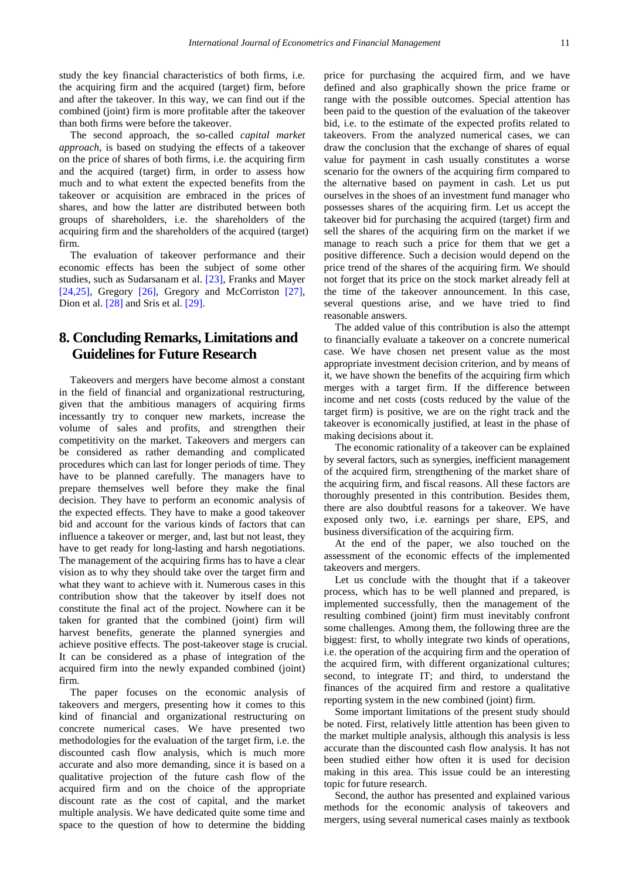study the key financial characteristics of both firms, i.e. the acquiring firm and the acquired (target) firm, before and after the takeover. In this way, we can find out if the combined (joint) firm is more profitable after the takeover than both firms were before the takeover.

The second approach, the so-called *capital market approach*, is based on studying the effects of a takeover on the price of shares of both firms, i.e. the acquiring firm and the acquired (target) firm, in order to assess how much and to what extent the expected benefits from the takeover or acquisition are embraced in the prices of shares, and how the latter are distributed between both groups of shareholders, i.e. the shareholders of the acquiring firm and the shareholders of the acquired (target) firm.

The evaluation of takeover performance and their economic effects has been the subject of some other studies, such as Sudarsanam et al. [23], Franks and Mayer [24,25], Gregory [26], Gregory and McCorriston [27], Dion et al. [28] and Sris et al. [29].

## 8. Concluding Remarks, Limitations and Guidelines for Future Research

Takeovers and mergers have become almost a constant in the field of financial and organizational restructuring, given that the ambitious managers of acquiring firms incessantly try to conquer new markets, increase the volume of sales and profits, and strengthen their competitivity on the market. Takeovers and mergers can be considered as rather demanding and complicated procedures which can last for longer periods of time. They have to be planned carefully. The managers have to prepare themselves well before they make the final decision. They have to perform an economic analysis of the expected effects. They have to make a good takeover bid and account for the various kinds of factors that can influence a takeover or merger, and, last but not least, they have to get ready for long-lasting and harsh negotiations. The management of the acquiring firms has to have a clear vision as to why they should take over the target firm and what they want to achieve with it. Numerous cases in this contribution show that the takeover by itself does not constitute the final act of the project. Nowhere can it be taken for granted that the combined (joint) firm will harvest benefits, generate the planned synergies and achieve positive effects. The post-takeover stage is crucial. It can be considered as a phase of integration of the acquired firm into the newly expanded combined (joint) firm.

The paper focuses on the economic analysis of takeovers and mergers, presenting how it comes to this kind of financial and organizational restructuring on concrete numerical cases. We have presented two methodologies for the evaluation of the target firm, i.e. the discounted cash flow analysis, which is much more accurate and also more demanding, since it is based on a qualitative projection of the future cash flow of the acquired firm and on the choice of the appropriate discount rate as the cost of capital, and the market multiple analysis. We have dedicated quite some time and space to the question of how to determine the bidding price for purchasing the acquired firm, and we have defined and also graphically shown the price frame or range with the possible outcomes. Special attention has been paid to the question of the evaluation of the takeover bid, i.e. to the estimate of the expected profits related to takeovers. From the analyzed numerical cases, we can draw the conclusion that the exchange of shares of equal value for payment in cash usually constitutes a worse scenario for the owners of the acquiring firm compared to the alternative based on payment in cash. Let us put ourselves in the shoes of an investment fund manager who possesses shares of the acquiring firm. Let us accept the takeover bid for purchasing the acquired (target) firm and sell the shares of the acquiring firm on the market if we manage to reach such a price for them that we get a positive difference. Such a decision would depend on the price trend of the shares of the acquiring firm. We should not forget that its price on the stock market already fell at the time of the takeover announcement. In this case, several questions arise, and we have tried to find reasonable answers.

The added value of this contribution is also the attempt to financially evaluate a takeover on a concrete numerical case. We have chosen net present value as the most appropriate investment decision criterion, and by means of it, we have shown the benefits of the acquiring firm which merges with a target firm. If the difference between income and net costs (costs reduced by the value of the target firm) is positive, we are on the right track and the takeover is economically justified, at least in the phase of making decisions about it.

The economic rationality of a takeover can be explained by several factors, such as synergies, inefficient management of the acquired firm, strengthening of the market share of the acquiring firm, and fiscal reasons. All these factors are thoroughly presented in this contribution. Besides them, there are also doubtful reasons for a takeover. We have exposed only two, i.e. earnings per share, EPS, and business diversification of the acquiring firm.

At the end of the paper, we also touched on the assessment of the economic effects of the implemented takeovers and mergers.

Let us conclude with the thought that if a takeover process, which has to be well planned and prepared, is implemented successfully, then the management of the resulting combined (joint) firm must inevitably confront some challenges. Among them, the following three are the biggest: first, to wholly integrate two kinds of operations, i.e. the operation of the acquiring firm and the operation of the acquired firm, with different organizational cultures; second, to integrate IT; and third, to understand the finances of the acquired firm and restore a qualitative reporting system in the new combined (joint) firm.

Some important limitations of the present study should be noted. First, relatively little attention has been given to the market multiple analysis, although this analysis is less accurate than the discounted cash flow analysis. It has not been studied either how often it is used for decision making in this area. This issue could be an interesting topic for future research.

Second, the author has presented and explained various methods for the economic analysis of takeovers and mergers, using several numerical cases mainly as textbook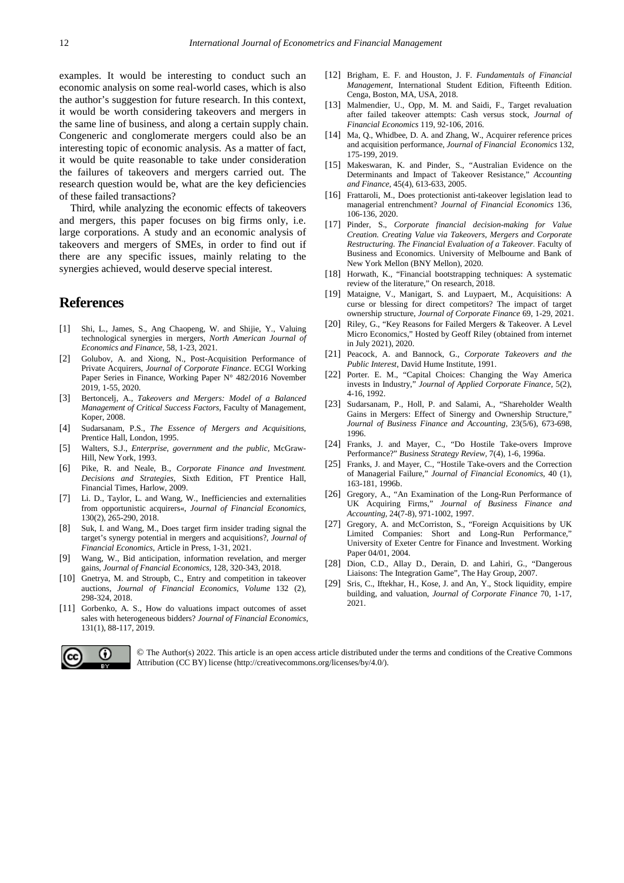examples. It would be interesting to conduct such an economic analysis on some real-world cases, which is also the author's suggestion for future research. In this context, it would be worth considering takeovers and mergers in the same line of business, and along a certain supply chain. Congeneric and conglomerate mergers could also be an interesting topic of economic analysis. As a matter of fact, it would be quite reasonable to take under consideration the failures of takeovers and mergers carried out. The research question would be, what are the key deficiencies of these failed transactions?

Third, while analyzing the economic effects of takeovers and mergers, this paper focuses on big firms only, i.e. large corporations. A study and an economic analysis of takeovers and mergers of SMEs, in order to find out if there are any specific issues, mainly relating to the synergies achieved, would deserve special interest.

# References

[1] Shi, L., James, S., Ang Chaopeng, W. and Shijie, Y., Valuing technological synergies in mergers, *North American Journal of Economics and Finance*, 58, 1-23, 2021.

[2] Golubov, A. and Xiong, N., Post-Acquisition Performance of Private Acquirers, *Journal of Corporate Finance*. ECGI Working Paper Series in Finance, Working Paper N° 482/2016 November 2019, 1-55, 2020.

[3] Bertoncelj, A., *Takeovers and Mergers: Model of a Balanced Management of Critical Success Factors*, Faculty of Management, Koper, 2008.

[4] Sudarsanam, P.S., *The Essence of Mergers and Acquisitions*, Prentice Hall, London, 1995.

[5] Walters, S.J., *Enterprise, government and the public*, McGraw-Hill, New York, 1993.

[6] Pike, R. and Neale, B., *Corporate Finance and Investment. Decisions and Strategies*, Sixth Edition, FT Prentice Hall, Financial Times, Harlow, 2009.

[7] Li. D., Taylor, L. and Wang, W., Inefficiencies and externalities from opportunistic acquirers«, *Journal of Financial Economics*, 130(2), 265-290, 2018.

[8] Suk, I. and Wang, M., Does target firm insider trading signal the target's synergy potential in mergers and acquisitions?, *Journal of Financial Economics*, Article in Press, 1-31, 2021.

[9] Wang, W., Bid anticipation, information revelation, and merger gains, *Journal of Fnancial Economics*, 128, 320-343, 2018.

[10] Gnetrya, M. and Stroupb, C., Entry and competition in takeover auctions, *Journal of Financial Economics*, *Volume* 132 (2), 298-324, 2018.

[11] Gorbenko, A. S., How do valuations impact outcomes of asset sales with heterogeneous bidders? *Journal of Financial Economics*, 131(1), 88-117, 2019.

[12] Brigham, E. F. and Houston, J. F. *Fundamentals of Financial Management*, International Student Edition, Fifteenth Edition. Cenga, Boston, MA, USA, 2018.

[13] Malmendier, U., Opp, M. M. and Saidi, F., Target revaluation after failed takeover attempts: Cash versus stock, *Journal of Financial Economics* 119, 92-106, 2016.

[14] Ma, Q., Whidbee, D. A. and Zhang, W., Acquirer reference prices and acquisition performance, *Journal of Financial Economics* 132, 175-199, 2019.

[15] Makeswaran, K. and Pinder, S., "Australian Evidence on the Determinants and Impact of Takeover Resistance," *Accounting and Finance*, 45(4), 613-633, 2005.

[16] Frattaroli, M., Does protectionist anti-takeover legislation lead to managerial entrenchment? *Journal of Financial Economics* 136, 106-136, 2020.

[17] Pinder, S., *Corporate financial decision-making for Value Creation. Creating Value via Takeovers, Mergers and Corporate Restructuring. The Financial Evaluation of a Takeover*. Faculty of Business and Economics. University of Melbourne and Bank of New York Mellon (BNY Mellon), 2020.

[18] Horwath, K., "Financial bootstrapping techniques: A systematic review of the literature," On research, 2018.

[19] Mataigne, V., Manigart, S. and Luypaert, M., Acquisitions: A curse or blessing for direct competitors? The impact of target ownership structure, *Journal of Corporate Finance* 69, 1-29, 2021.

[20] Riley, G., "Key Reasons for Failed Mergers & Takeover. A Level Micro Economics," Hosted by Geoff Riley (obtained from internet in July 2021), 2020.

[21] Peacock, A. and Bannock, G., *Corporate Takeovers and the Public Interest*, David Hume Institute, 1991.

[22] Porter. E. M., "Capital Choices: Changing the Way America invests in Industry," *Journal of Applied Corporate Finance*, 5(2), 4-16, 1992.

[23] Sudarsanam, P., Holl, P. and Salami, A., "Shareholder Wealth Gains in Mergers: Effect of Sinergy and Ownership Structure," *Journal of Business Finance and Accounting*, 23(5/6), 673-698, 1996.

[24] Franks, J. and Mayer, C., "Do Hostile Take-overs Improve Performance?" *Business Strategy Review*, 7(4), 1-6, 1996a.

[25] Franks, J. and Mayer, C., "Hostile Take-overs and the Correction of Managerial Failure," *Journal of Financial Economics*, 40 (1), 163-181, 1996b.

[26] Gregory, A., "An Examination of the Long-Run Performance of UK Acquiring Firms," *Journal of Business Finance and Accounting*, 24(7-8), 971-1002, 1997.

[27] Gregory, A. and McCorriston, S., "Foreign Acquisitions by UK Limited Companies: Short and Long-Run Performance," University of Exeter Centre for Finance and Investment. Working Paper 04/01, 2004.

[28] Dion, C.D., Allay D., Derain, D. and Lahiri, G., "Dangerous Liaisons: The Integration Game", The Hay Group, 2007.

[29] Sris, C., Iftekhar, H., Kose, J. and An, Y., Stock liquidity, empire building, and valuation, *Journal of Corporate Finance* 70, 1-17, 2021.

© The Author(s) 2022. This article is an open access article distributed under the terms and conditions of the Creative Commons Attribution (CC BY) license (http://creativecommons.org/licenses/by/4.0/).